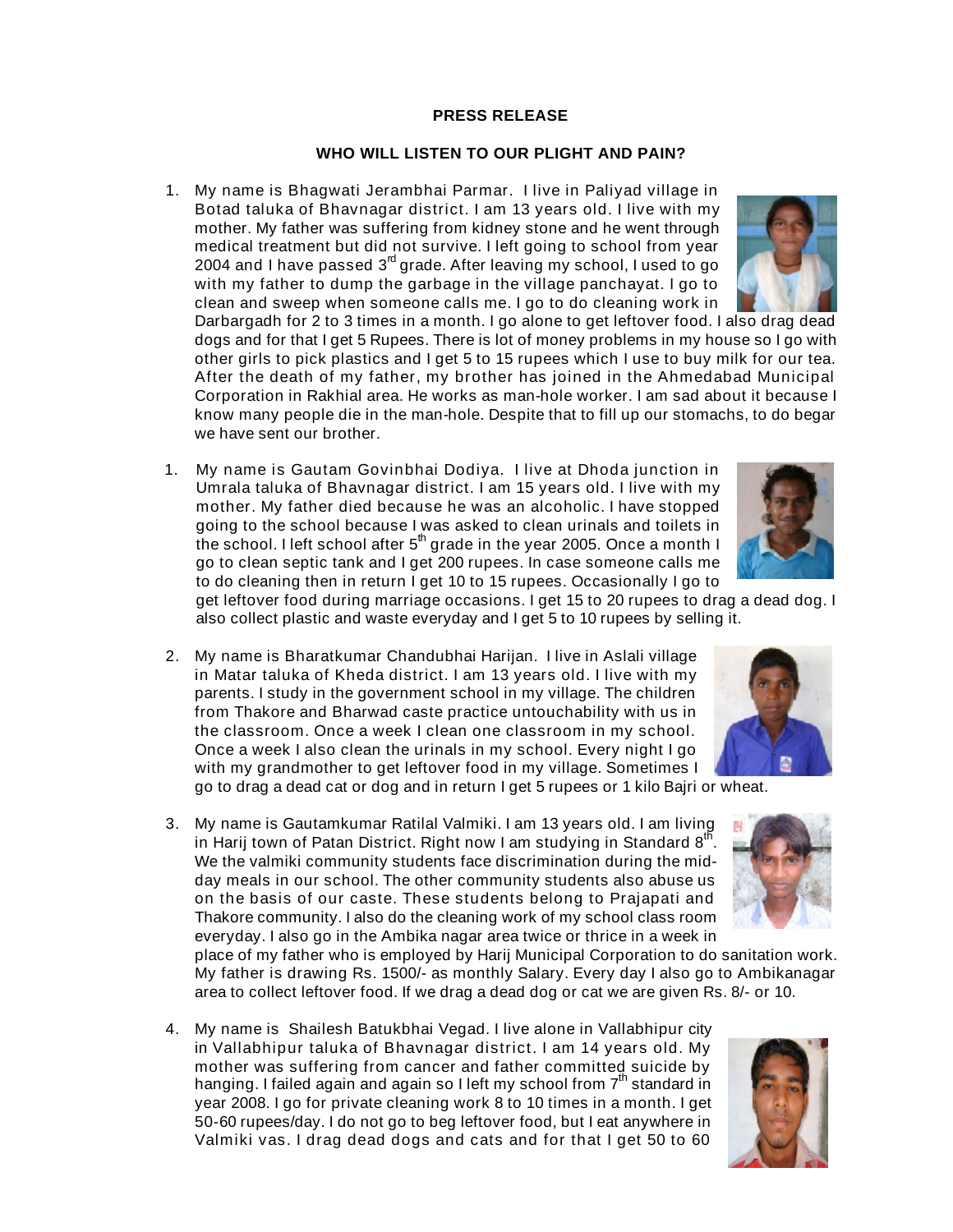**PRESS RELEASE**

**WHO WILL LISTEN TO OUR PLIGHT AND PAIN?**

1. My name is Bhagwati Jerambhai Parmar. I live in Paliyad village in Botad taluka of Bhavnagar district. I am 13 years old. I live with my mother. My father was suffering from kidney stone and he went through medical treatment but did not survive. I left going to school from year 2004 and I have passed 3rd grade. After leaving my school, I used to go with my father to dump the garbage in the village panchayat. I go to clean and sweep when someone calls me. I go to do cleaning work in Darbargadh for 2 to 3 times in a month. I go alone to get leftover food. I also drag dead dogs and for that I get 5 Rupees. There is lot of money problems in my house so I go with other girls to pick plastics and I get 5 to 15 rupees which I use to buy milk for our tea. After the death of my father, my brother has joined in the Ahmedabad Municipal Corporation in Rakhial area. He works as man-hole worker. I am sad about it because I know many people die in the man-hole. Despite that to fill up our stomachs, to do begar we have sent our brother.

1. My name is Gautam Govinbhai Dodiya. I live at Dhoda junction in Umrala taluka of Bhavnagar district. I am 15 years old. I live with my mother. My father died because he was an alcoholic. I have stopped going to the school because I was asked to clean urinals and toilets in the school. I left school after 5th grade in the year 2005. Once a month I go to clean septic tank and I get 200 rupees. In case someone calls me to do cleaning then in return I get 10 to 15 rupees. Occasionally I go to get leftover food during marriage occasions. I get 15 to 20 rupees to drag a dead dog. I also collect plastic and waste everyday and I get 5 to 10 rupees by selling it.

2. My name is Bharatkumar Chandubhai Harijan. I live in Aslali village in Matar taluka of Kheda district. I am 13 years old. I live with my parents. I study in the government school in my village. The children from Thakore and Bharwad caste practice untouchability with us in the classroom. Once a week I clean one classroom in my school. Once a week I also clean the urinals in my school. Every night I go with my grandmother to get leftover food in my village. Sometimes I go to drag a dead cat or dog and in return I get 5 rupees or 1 kilo Bajri or wheat.

3. My name is Gautamkumar Ratilal Valmiki. I am 13 years old. I am living in Harij town of Patan District. Right now I am studying in Standard 8th. We the valmiki community students face discrimination during the mid-day meals in our school. The other community students also abuse us on the basis of our caste. These students belong to Prajapati and Thakore community. I also do the cleaning work of my school class room everyday. I also go in the Ambika nagar area twice or thrice in a week in place of my father who is employed by Harij Municipal Corporation to do sanitation work. My father is drawing Rs. 1500/- as monthly Salary. Every day I also go to Ambikanagar area to collect leftover food. If we drag a dead dog or cat we are given Rs. 8/- or 10.

4. My name is Shailesh Batukbhai Vegad. I live alone in Vallabhipur city in Vallabhipur taluka of Bhavnagar district. I am 14 years old. My mother was suffering from cancer and father committed suicide by hanging. I failed again and again so I left my school from 7th standard in year 2008. I go for private cleaning work 8 to 10 times in a month. I get 50-60 rupees/day. I do not go to beg leftover food, but I eat anywhere in Valmiki vas. I drag dead dogs and cats and for that I get 50 to 60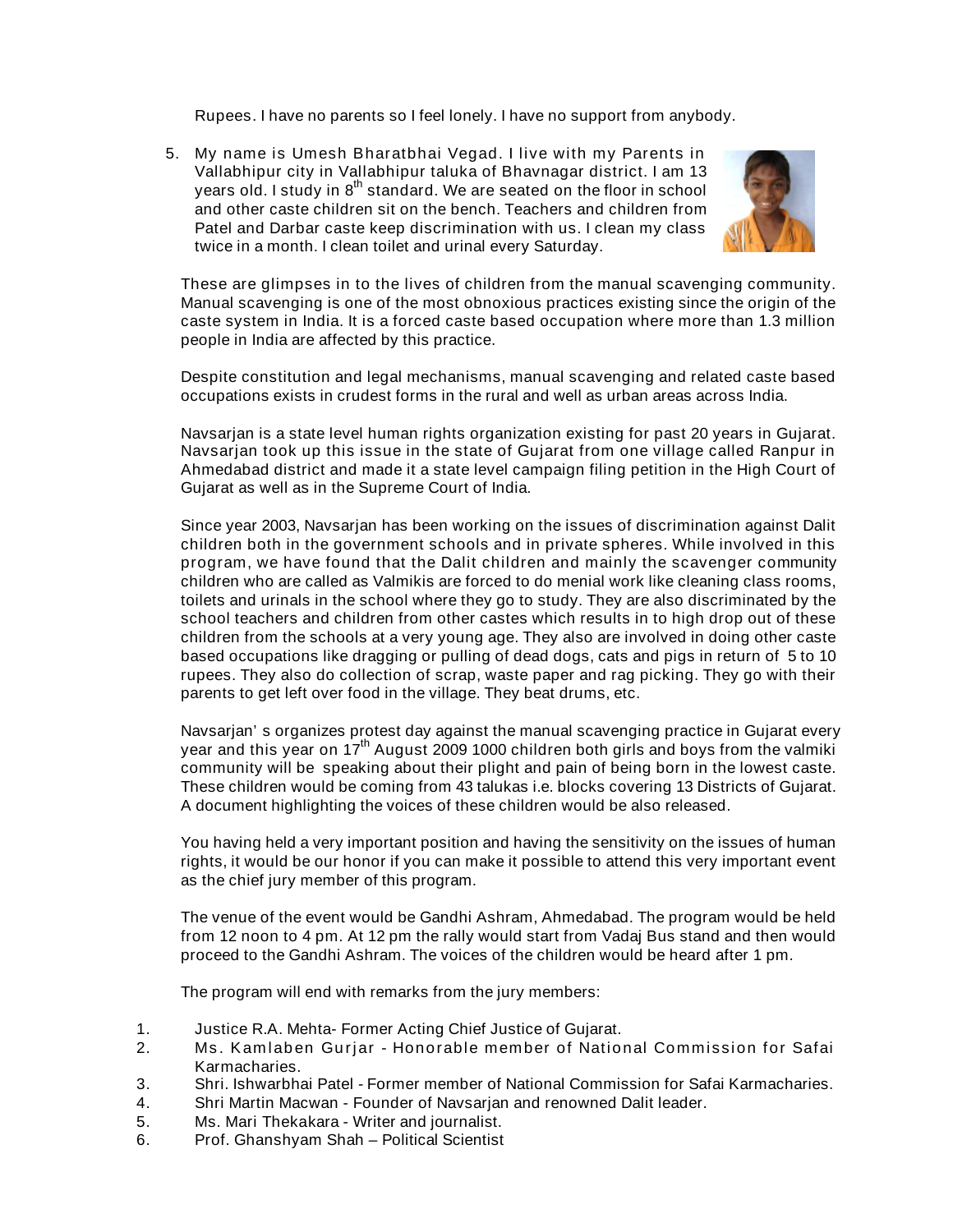Rupees. I have no parents so I feel lonely. I have no support from anybody.

5. My name is Umesh Bharatbhai Vegad. I live with my Parents in Vallabhipur city in Vallabhipur taluka of Bhavnagar district. I am 13 years old. I study in 8th standard. We are seated on the floor in school and other caste children sit on the bench. Teachers and children from Patel and Darbar caste keep discrimination with us. I clean my class twice in a month. I clean toilet and urinal every Saturday.

These are glimpses in to the lives of children from the manual scavenging community. Manual scavenging is one of the most obnoxious practices existing since the origin of the caste system in India. It is a forced caste based occupation where more than 1.3 million people in India are affected by this practice.

Despite constitution and legal mechanisms, manual scavenging and related caste based occupations exists in crudest forms in the rural and well as urban areas across India.

Navsarjan is a state level human rights organization existing for past 20 years in Gujarat. Navsarjan took up this issue in the state of Gujarat from one village called Ranpur in Ahmedabad district and made it a state level campaign filing petition in the High Court of Gujarat as well as in the Supreme Court of India.

Since year 2003, Navsarjan has been working on the issues of discrimination against Dalit children both in the government schools and in private spheres. While involved in this program, we have found that the Dalit children and mainly the scavenger community children who are called as Valmikis are forced to do menial work like cleaning class rooms, toilets and urinals in the school where they go to study. They are also discriminated by the school teachers and children from other castes which results in to high drop out of these children from the schools at a very young age. They also are involved in doing other caste based occupations like dragging or pulling of dead dogs, cats and pigs in return of 5 to 10 rupees. They also do collection of scrap, waste paper and rag picking. They go with their parents to get left over food in the village. They beat drums, etc.

Navsarjan' s organizes protest day against the manual scavenging practice in Gujarat every year and this year on 17th August 2009 1000 children both girls and boys from the valmiki community will be speaking about their plight and pain of being born in the lowest caste. These children would be coming from 43 talukas i.e. blocks covering 13 Districts of Gujarat. A document highlighting the voices of these children would be also released.

You having held a very important position and having the sensitivity on the issues of human rights, it would be our honor if you can make it possible to attend this very important event as the chief jury member of this program.

The venue of the event would be Gandhi Ashram, Ahmedabad. The program would be held from 12 noon to 4 pm. At 12 pm the rally would start from Vadaj Bus stand and then would proceed to the Gandhi Ashram. The voices of the children would be heard after 1 pm.

The program will end with remarks from the jury members:

1. Justice R.A. Mehta- Former Acting Chief Justice of Gujarat.
2. Ms. Kamlaben Gurjar - Honorable member of National Commission for Safai Karmacharies.
3. Shri. Ishwarbhai Patel - Former member of National Commission for Safai Karmacharies.
4. Shri Martin Macwan - Founder of Navsarjan and renowned Dalit leader.
5. Ms. Mari Thekakara - Writer and journalist.
6. Prof. Ghanshyam Shah – Political Scientist